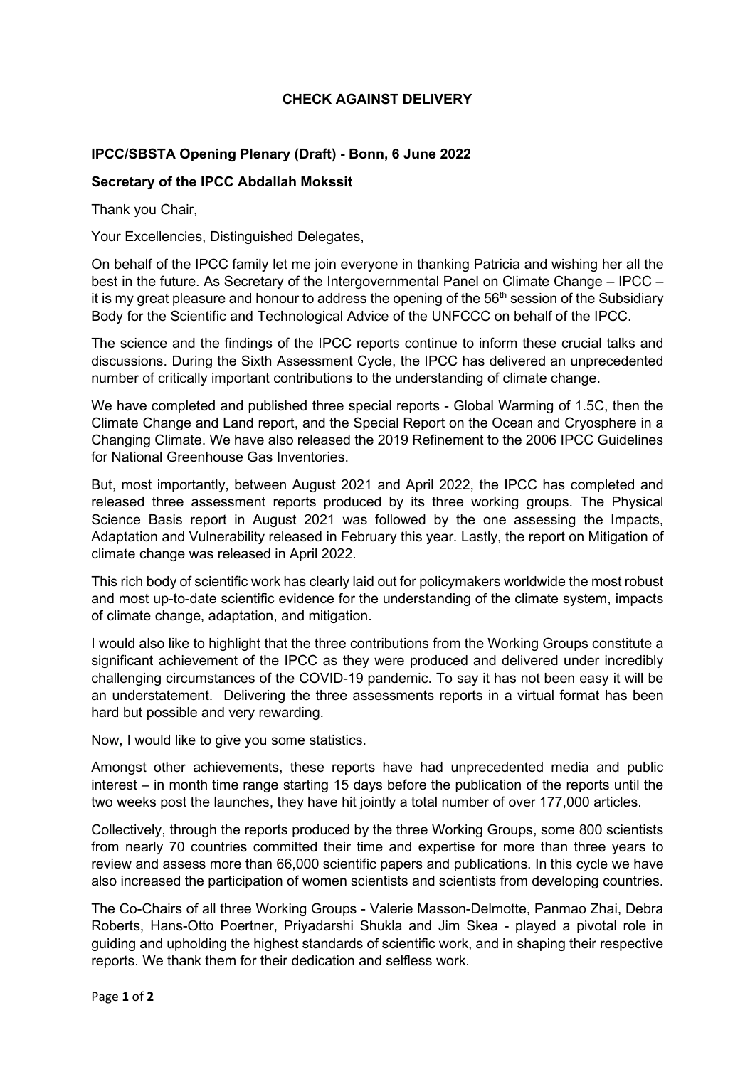**CHECK AGAINST DELIVERY**

**IPCC/SBSTA Opening Plenary (Draft) - Bonn, 6 June 2022**

**Secretary of the IPCC Abdallah Mokssit**

Thank you Chair,

Your Excellencies, Distinguished Delegates,

On behalf of the IPCC family let me join everyone in thanking Patricia and wishing her all the best in the future. As Secretary of the Intergovernmental Panel on Climate Change – IPCC – it is my great pleasure and honour to address the opening of the 56th session of the Subsidiary Body for the Scientific and Technological Advice of the UNFCCC on behalf of the IPCC.

The science and the findings of the IPCC reports continue to inform these crucial talks and discussions. During the Sixth Assessment Cycle, the IPCC has delivered an unprecedented number of critically important contributions to the understanding of climate change.

We have completed and published three special reports - Global Warming of 1.5C, then the Climate Change and Land report, and the Special Report on the Ocean and Cryosphere in a Changing Climate. We have also released the 2019 Refinement to the 2006 IPCC Guidelines for National Greenhouse Gas Inventories.

But, most importantly, between August 2021 and April 2022, the IPCC has completed and released three assessment reports produced by its three working groups. The Physical Science Basis report in August 2021 was followed by the one assessing the Impacts, Adaptation and Vulnerability released in February this year. Lastly, the report on Mitigation of climate change was released in April 2022.

This rich body of scientific work has clearly laid out for policymakers worldwide the most robust and most up-to-date scientific evidence for the understanding of the climate system, impacts of climate change, adaptation, and mitigation.

I would also like to highlight that the three contributions from the Working Groups constitute a significant achievement of the IPCC as they were produced and delivered under incredibly challenging circumstances of the COVID-19 pandemic. To say it has not been easy it will be an understatement. Delivering the three assessments reports in a virtual format has been hard but possible and very rewarding.

Now, I would like to give you some statistics.

Amongst other achievements, these reports have had unprecedented media and public interest – in month time range starting 15 days before the publication of the reports until the two weeks post the launches, they have hit jointly a total number of over 177,000 articles.

Collectively, through the reports produced by the three Working Groups, some 800 scientists from nearly 70 countries committed their time and expertise for more than three years to review and assess more than 66,000 scientific papers and publications. In this cycle we have also increased the participation of women scientists and scientists from developing countries.

The Co-Chairs of all three Working Groups - Valerie Masson-Delmotte, Panmao Zhai, Debra Roberts, Hans-Otto Poertner, Priyadarshi Shukla and Jim Skea - played a pivotal role in guiding and upholding the highest standards of scientific work, and in shaping their respective reports. We thank them for their dedication and selfless work.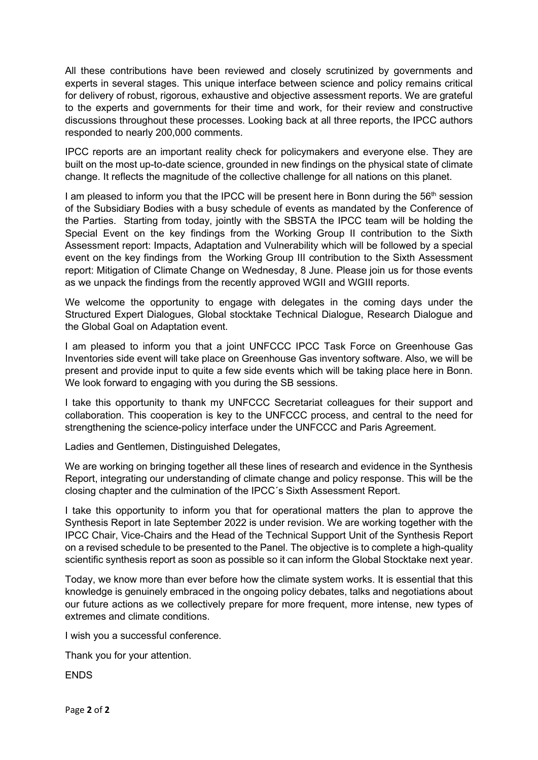All these contributions have been reviewed and closely scrutinized by governments and experts in several stages. This unique interface between science and policy remains critical for delivery of robust, rigorous, exhaustive and objective assessment reports. We are grateful to the experts and governments for their time and work, for their review and constructive discussions throughout these processes. Looking back at all three reports, the IPCC authors responded to nearly 200,000 comments.

IPCC reports are an important reality check for policymakers and everyone else. They are built on the most up-to-date science, grounded in new findings on the physical state of climate change. It reflects the magnitude of the collective challenge for all nations on this planet.

I am pleased to inform you that the IPCC will be present here in Bonn during the 56th session of the Subsidiary Bodies with a busy schedule of events as mandated by the Conference of the Parties. Starting from today, jointly with the SBSTA the IPCC team will be holding the Special Event on the key findings from the Working Group II contribution to the Sixth Assessment report: Impacts, Adaptation and Vulnerability which will be followed by a special event on the key findings from the Working Group III contribution to the Sixth Assessment report: Mitigation of Climate Change on Wednesday, 8 June. Please join us for those events as we unpack the findings from the recently approved WGII and WGIII reports.

We welcome the opportunity to engage with delegates in the coming days under the Structured Expert Dialogues, Global stocktake Technical Dialogue, Research Dialogue and the Global Goal on Adaptation event.

I am pleased to inform you that a joint UNFCCC IPCC Task Force on Greenhouse Gas Inventories side event will take place on Greenhouse Gas inventory software. Also, we will be present and provide input to quite a few side events which will be taking place here in Bonn. We look forward to engaging with you during the SB sessions.

I take this opportunity to thank my UNFCCC Secretariat colleagues for their support and collaboration. This cooperation is key to the UNFCCC process, and central to the need for strengthening the science-policy interface under the UNFCCC and Paris Agreement.

Ladies and Gentlemen, Distinguished Delegates,

We are working on bringing together all these lines of research and evidence in the Synthesis Report, integrating our understanding of climate change and policy response. This will be the closing chapter and the culmination of the IPCC´s Sixth Assessment Report.

I take this opportunity to inform you that for operational matters the plan to approve the Synthesis Report in late September 2022 is under revision. We are working together with the IPCC Chair, Vice-Chairs and the Head of the Technical Support Unit of the Synthesis Report on a revised schedule to be presented to the Panel. The objective is to complete a high-quality scientific synthesis report as soon as possible so it can inform the Global Stocktake next year.

Today, we know more than ever before how the climate system works. It is essential that this knowledge is genuinely embraced in the ongoing policy debates, talks and negotiations about our future actions as we collectively prepare for more frequent, more intense, new types of extremes and climate conditions.

I wish you a successful conference.

Thank you for your attention.

ENDS